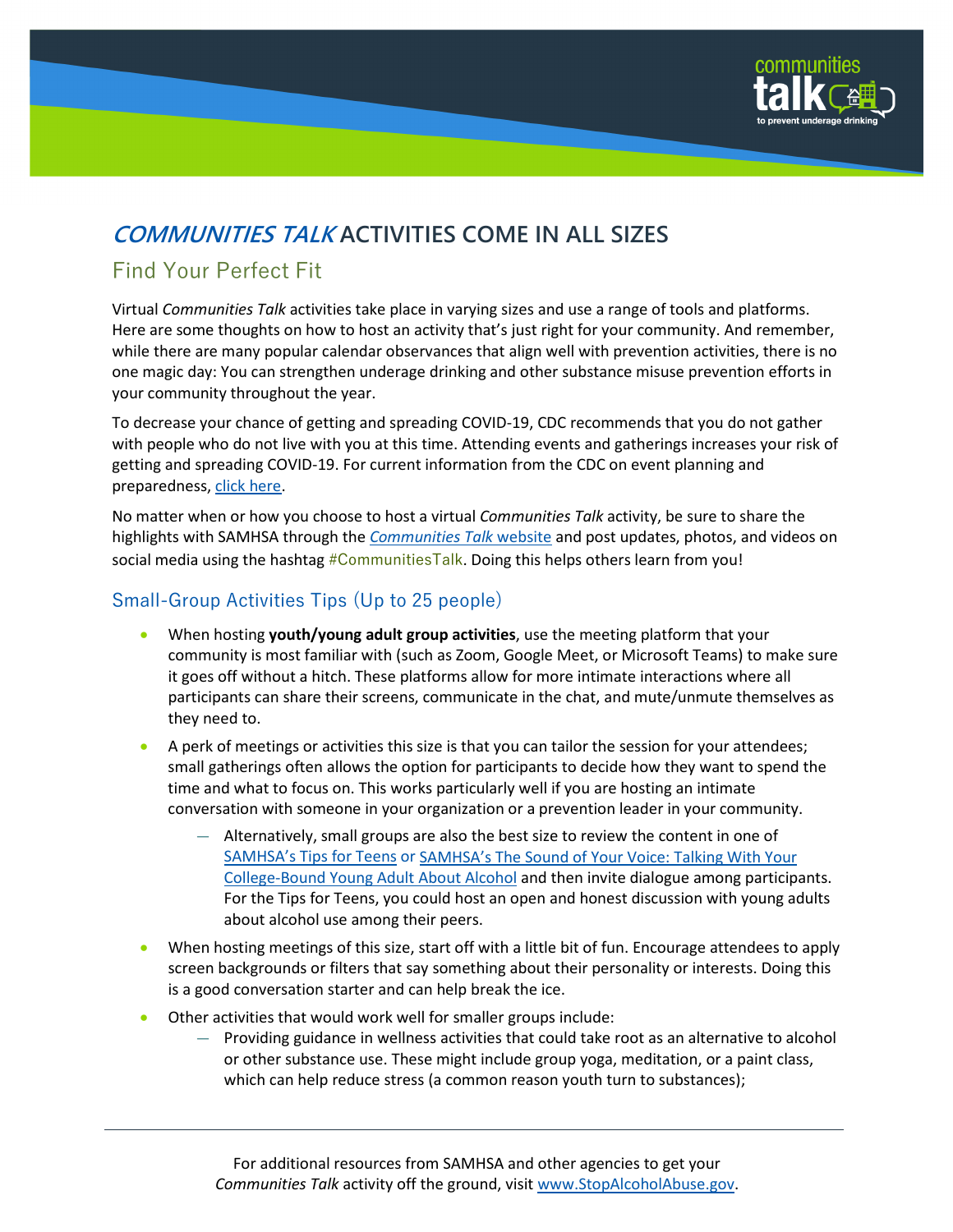# *COMMUNITIES TALK* ACTIVITIES COME IN ALL SIZES

## Find Your Perfect Fit

Virtual *Communities Talk* activities take place in varying sizes and use a range of tools and platforms. Here are some thoughts on how to host an activity that's just right for your community. And remember, while there are many popular calendar observances that align well with prevention activities, there is no one magic day: You can strengthen underage drinking and other substance misuse prevention efforts in your community throughout the year.

To decrease your chance of getting and spreading COVID-19, CDC recommends that you do not gather with people who do not live with you at this time. Attending events and gatherings increases your risk of getting and spreading COVID-19. For current information from the CDC on event planning and preparedness, click here.

No matter when or how you choose to host a virtual *Communities Talk* activity, be sure to share the highlights with SAMHSA through the *Communities Talk* website and post updates, photos, and videos on social media using the hashtag #CommunitiesTalk. Doing this helps others learn from you!

### Small-Group Activities Tips (Up to 25 people)

- When hosting **youth/young adult group activities**, use the meeting platform that your community is most familiar with (such as Zoom, Google Meet, or Microsoft Teams) to make sure it goes off without a hitch. These platforms allow for more intimate interactions where all participants can share their screens, communicate in the chat, and mute/unmute themselves as they need to.
- A perk of meetings or activities this size is that you can tailor the session for your attendees; small gatherings often allows the option for participants to decide how they want to spend the time and what to focus on. This works particularly well if you are hosting an intimate conversation with someone in your organization or a prevention leader in your community.
  - Alternatively, small groups are also the best size to review the content in one of SAMHSA's Tips for Teens or SAMHSA's The Sound of Your Voice: Talking With Your College-Bound Young Adult About Alcohol and then invite dialogue among participants. For the Tips for Teens, you could host an open and honest discussion with young adults about alcohol use among their peers.
- When hosting meetings of this size, start off with a little bit of fun. Encourage attendees to apply screen backgrounds or filters that say something about their personality or interests. Doing this is a good conversation starter and can help break the ice.
- Other activities that would work well for smaller groups include:
  - Providing guidance in wellness activities that could take root as an alternative to alcohol or other substance use. These might include group yoga, meditation, or a paint class, which can help reduce stress (a common reason youth turn to substances);

For additional resources from SAMHSA and other agencies to get your *Communities Talk* activity off the ground, visit www.StopAlcoholAbuse.gov.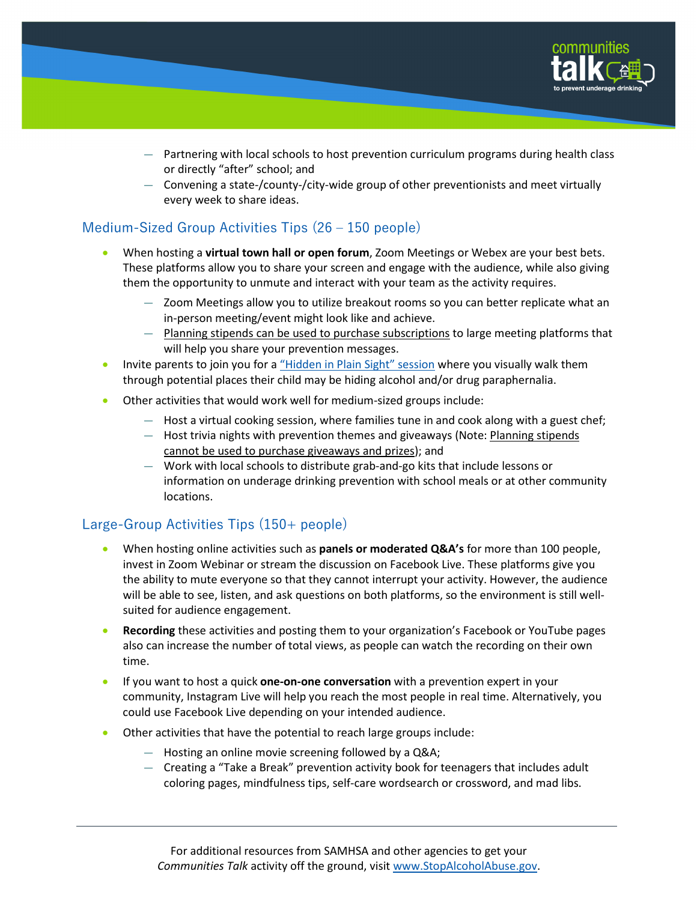- Partnering with local schools to host prevention curriculum programs during health class or directly "after" school; and
- Convening a state-/county-/city-wide group of other preventionists and meet virtually every week to share ideas.

## Medium-Sized Group Activities Tips (26 – 150 people)

- When hosting a **virtual town hall or open forum**, Zoom Meetings or Webex are your best bets. These platforms allow you to share your screen and engage with the audience, while also giving them the opportunity to unmute and interact with your team as the activity requires.
  - Zoom Meetings allow you to utilize breakout rooms so you can better replicate what an in-person meeting/event might look like and achieve.
  - Planning stipends can be used to purchase subscriptions to large meeting platforms that will help you share your prevention messages.
- Invite parents to join you for a "Hidden in Plain Sight" session where you visually walk them through potential places their child may be hiding alcohol and/or drug paraphernalia.
- Other activities that would work well for medium-sized groups include:
  - Host a virtual cooking session, where families tune in and cook along with a guest chef;
  - Host trivia nights with prevention themes and giveaways (Note: Planning stipends cannot be used to purchase giveaways and prizes); and
  - Work with local schools to distribute grab-and-go kits that include lessons or information on underage drinking prevention with school meals or at other community locations.

## Large-Group Activities Tips (150+ people)

- When hosting online activities such as **panels or moderated Q&A's** for more than 100 people, invest in Zoom Webinar or stream the discussion on Facebook Live. These platforms give you the ability to mute everyone so that they cannot interrupt your activity. However, the audience will be able to see, listen, and ask questions on both platforms, so the environment is still well-suited for audience engagement.
- **Recording** these activities and posting them to your organization's Facebook or YouTube pages also can increase the number of total views, as people can watch the recording on their own time.
- If you want to host a quick **one-on-one conversation** with a prevention expert in your community, Instagram Live will help you reach the most people in real time. Alternatively, you could use Facebook Live depending on your intended audience.
- Other activities that have the potential to reach large groups include:
  - Hosting an online movie screening followed by a Q&A;
  - Creating a "Take a Break" prevention activity book for teenagers that includes adult coloring pages, mindfulness tips, self-care wordsearch or crossword, and mad libs.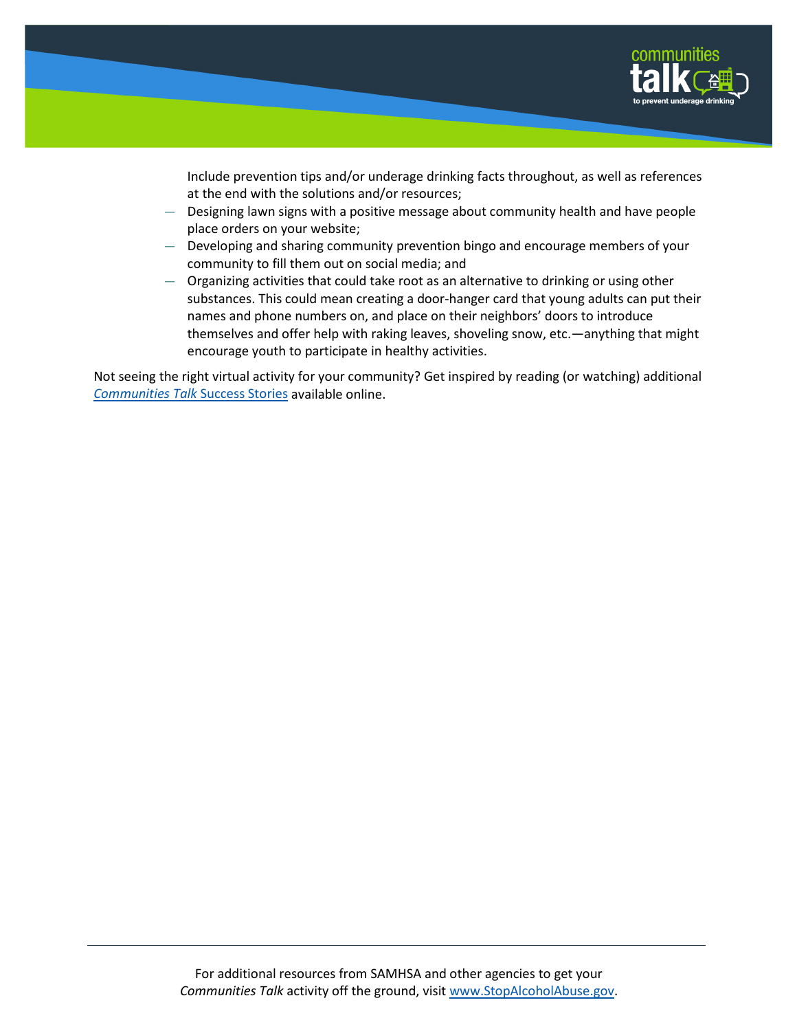Include prevention tips and/or underage drinking facts throughout, as well as references at the end with the solutions and/or resources;

- Designing lawn signs with a positive message about community health and have people place orders on your website;
- Developing and sharing community prevention bingo and encourage members of your community to fill them out on social media; and
- Organizing activities that could take root as an alternative to drinking or using other substances. This could mean creating a door-hanger card that young adults can put their names and phone numbers on, and place on their neighbors' doors to introduce themselves and offer help with raking leaves, shoveling snow, etc.—anything that might encourage youth to participate in healthy activities.

Not seeing the right virtual activity for your community? Get inspired by reading (or watching) additional *Communities Talk* Success Stories available online.

For additional resources from SAMHSA and other agencies to get your *Communities Talk* activity off the ground, visit www.StopAlcoholAbuse.gov.